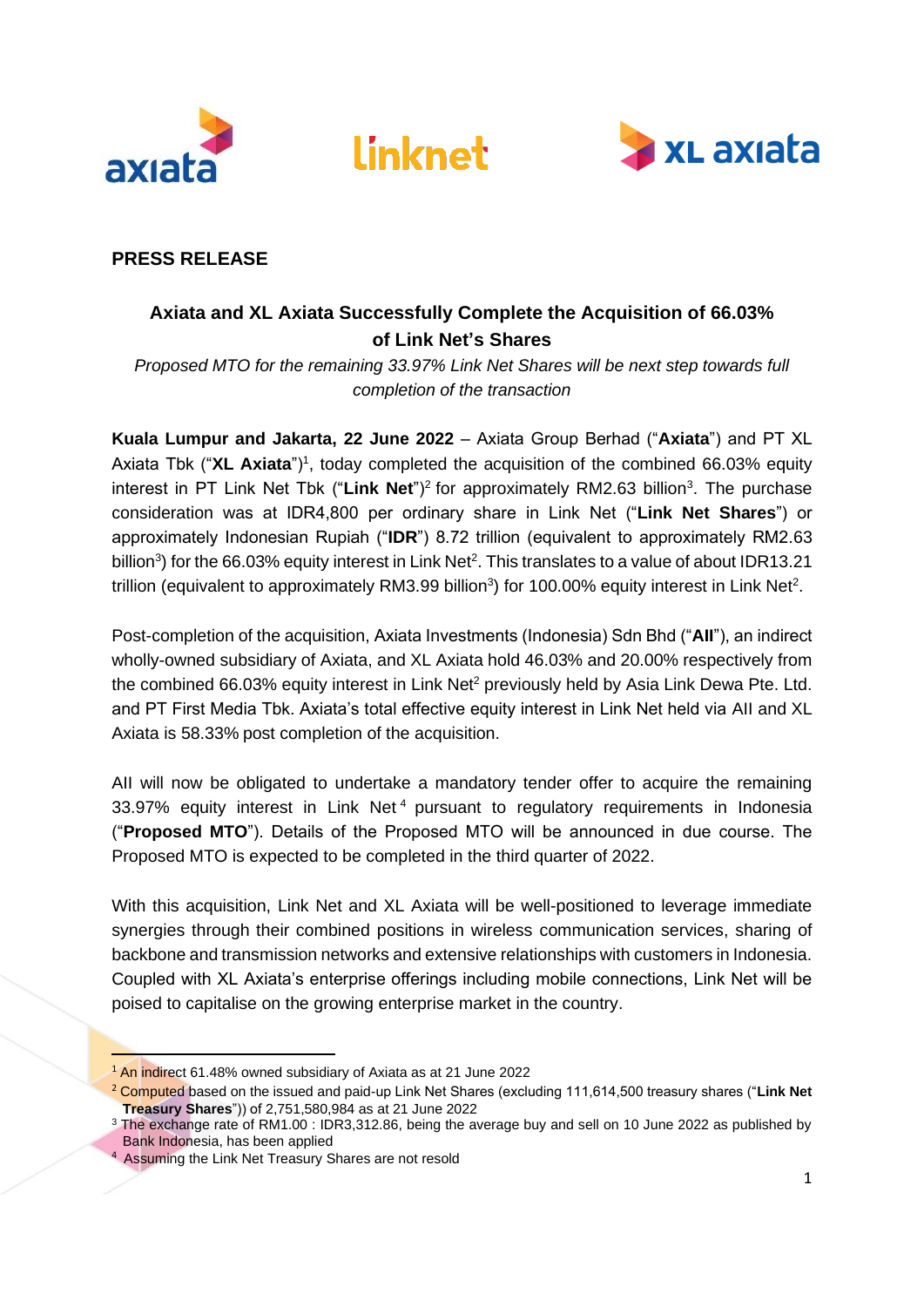**PRESS RELEASE**

## Axiata and XL Axiata Successfully Complete the Acquisition of 66.03% of Link Net's Shares

*Proposed MTO for the remaining 33.97% Link Net Shares will be next step towards full completion of the transaction*

**Kuala Lumpur and Jakarta, 22 June 2022** – Axiata Group Berhad ("**Axiata**") and PT XL Axiata Tbk ("**XL Axiata**")[1], today completed the acquisition of the combined 66.03% equity interest in PT Link Net Tbk ("**Link Net**")[2] for approximately RM2.63 billion[3]. The purchase consideration was at IDR4,800 per ordinary share in Link Net ("**Link Net Shares**") or approximately Indonesian Rupiah ("**IDR**") 8.72 trillion (equivalent to approximately RM2.63 billion[3]) for the 66.03% equity interest in Link Net[2]. This translates to a value of about IDR13.21 trillion (equivalent to approximately RM3.99 billion[3]) for 100.00% equity interest in Link Net[2].

Post-completion of the acquisition, Axiata Investments (Indonesia) Sdn Bhd ("**AII**"), an indirect wholly-owned subsidiary of Axiata, and XL Axiata hold 46.03% and 20.00% respectively from the combined 66.03% equity interest in Link Net[2] previously held by Asia Link Dewa Pte. Ltd. and PT First Media Tbk. Axiata's total effective equity interest in Link Net held via AII and XL Axiata is 58.33% post completion of the acquisition.

AII will now be obligated to undertake a mandatory tender offer to acquire the remaining 33.97% equity interest in Link Net[4] pursuant to regulatory requirements in Indonesia ("**Proposed MTO**"). Details of the Proposed MTO will be announced in due course. The Proposed MTO is expected to be completed in the third quarter of 2022.

With this acquisition, Link Net and XL Axiata will be well-positioned to leverage immediate synergies through their combined positions in wireless communication services, sharing of backbone and transmission networks and extensive relationships with customers in Indonesia. Coupled with XL Axiata's enterprise offerings including mobile connections, Link Net will be poised to capitalise on the growing enterprise market in the country.

---

[1] An indirect 61.48% owned subsidiary of Axiata as at 21 June 2022

[2] Computed based on the issued and paid-up Link Net Shares (excluding 111,614,500 treasury shares ("**Link Net Treasury Shares**")) of 2,751,580,984 as at 21 June 2022

[3] The exchange rate of RM1.00 : IDR3,312.86, being the average buy and sell on 10 June 2022 as published by Bank Indonesia, has been applied

[4] Assuming the Link Net Treasury Shares are not resold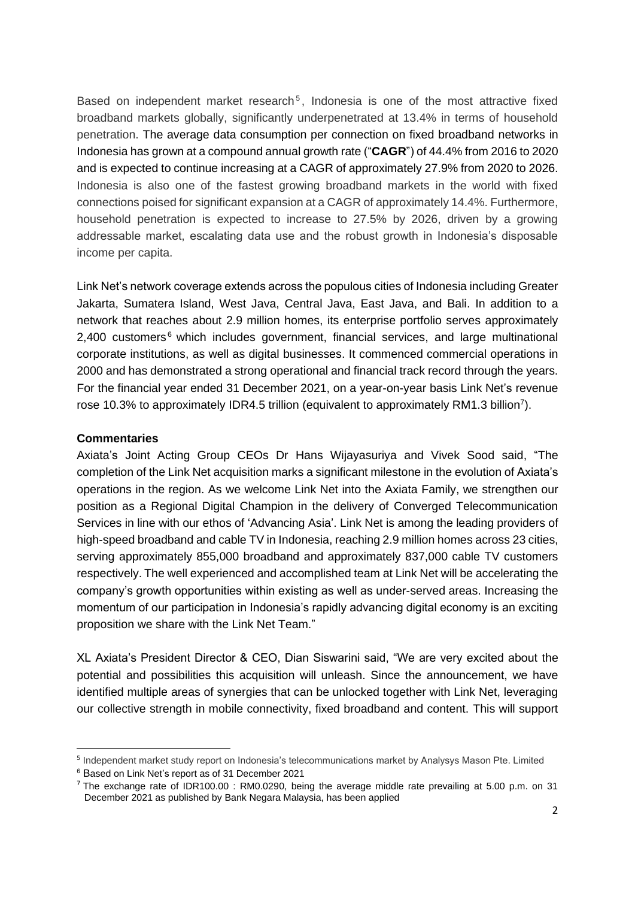Based on independent market research[5], Indonesia is one of the most attractive fixed broadband markets globally, significantly underpenetrated at 13.4% in terms of household penetration. The average data consumption per connection on fixed broadband networks in Indonesia has grown at a compound annual growth rate ("**CAGR**") of 44.4% from 2016 to 2020 and is expected to continue increasing at a CAGR of approximately 27.9% from 2020 to 2026. Indonesia is also one of the fastest growing broadband markets in the world with fixed connections poised for significant expansion at a CAGR of approximately 14.4%. Furthermore, household penetration is expected to increase to 27.5% by 2026, driven by a growing addressable market, escalating data use and the robust growth in Indonesia's disposable income per capita.

Link Net's network coverage extends across the populous cities of Indonesia including Greater Jakarta, Sumatera Island, West Java, Central Java, East Java, and Bali. In addition to a network that reaches about 2.9 million homes, its enterprise portfolio serves approximately 2,400 customers[6] which includes government, financial services, and large multinational corporate institutions, as well as digital businesses. It commenced commercial operations in 2000 and has demonstrated a strong operational and financial track record through the years. For the financial year ended 31 December 2021, on a year-on-year basis Link Net's revenue rose 10.3% to approximately IDR4.5 trillion (equivalent to approximately RM1.3 billion[7]).

**Commentaries**

Axiata's Joint Acting Group CEOs Dr Hans Wijayasuriya and Vivek Sood said, "The completion of the Link Net acquisition marks a significant milestone in the evolution of Axiata's operations in the region. As we welcome Link Net into the Axiata Family, we strengthen our position as a Regional Digital Champion in the delivery of Converged Telecommunication Services in line with our ethos of 'Advancing Asia'. Link Net is among the leading providers of high-speed broadband and cable TV in Indonesia, reaching 2.9 million homes across 23 cities, serving approximately 855,000 broadband and approximately 837,000 cable TV customers respectively. The well experienced and accomplished team at Link Net will be accelerating the company's growth opportunities within existing as well as under-served areas. Increasing the momentum of our participation in Indonesia's rapidly advancing digital economy is an exciting proposition we share with the Link Net Team."

XL Axiata's President Director & CEO, Dian Siswarini said, "We are very excited about the potential and possibilities this acquisition will unleash. Since the announcement, we have identified multiple areas of synergies that can be unlocked together with Link Net, leveraging our collective strength in mobile connectivity, fixed broadband and content. This will support

---

[5] Independent market study report on Indonesia's telecommunications market by Analysys Mason Pte. Limited

[6] Based on Link Net's report as of 31 December 2021

[7] The exchange rate of IDR100.00 : RM0.0290, being the average middle rate prevailing at 5.00 p.m. on 31 December 2021 as published by Bank Negara Malaysia, has been applied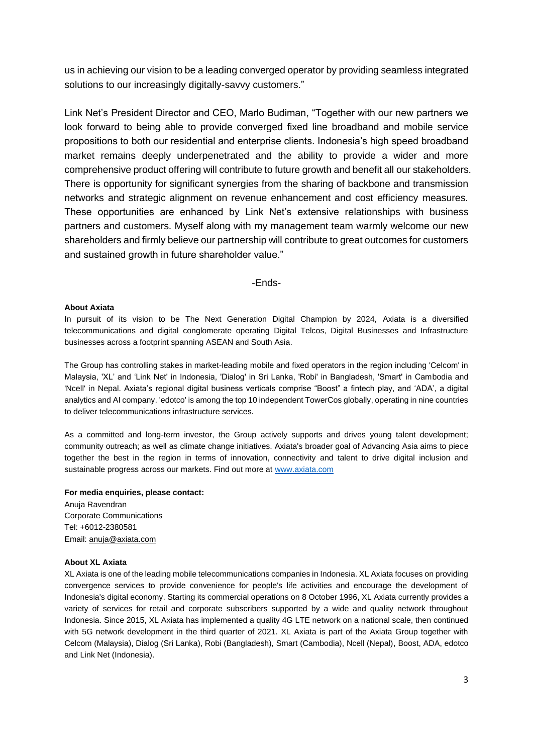us in achieving our vision to be a leading converged operator by providing seamless integrated solutions to our increasingly digitally-savvy customers."

Link Net's President Director and CEO, Marlo Budiman, "Together with our new partners we look forward to being able to provide converged fixed line broadband and mobile service propositions to both our residential and enterprise clients. Indonesia's high speed broadband market remains deeply underpenetrated and the ability to provide a wider and more comprehensive product offering will contribute to future growth and benefit all our stakeholders. There is opportunity for significant synergies from the sharing of backbone and transmission networks and strategic alignment on revenue enhancement and cost efficiency measures. These opportunities are enhanced by Link Net's extensive relationships with business partners and customers. Myself along with my management team warmly welcome our new shareholders and firmly believe our partnership will contribute to great outcomes for customers and sustained growth in future shareholder value."

-Ends-

**About Axiata**

In pursuit of its vision to be The Next Generation Digital Champion by 2024, Axiata is a diversified telecommunications and digital conglomerate operating Digital Telcos, Digital Businesses and Infrastructure businesses across a footprint spanning ASEAN and South Asia.

The Group has controlling stakes in market-leading mobile and fixed operators in the region including 'Celcom' in Malaysia, 'XL' and 'Link Net' in Indonesia, 'Dialog' in Sri Lanka, 'Robi' in Bangladesh, 'Smart' in Cambodia and 'Ncell' in Nepal. Axiata's regional digital business verticals comprise "Boost" a fintech play, and 'ADA', a digital analytics and AI company. 'edotco' is among the top 10 independent TowerCos globally, operating in nine countries to deliver telecommunications infrastructure services.

As a committed and long-term investor, the Group actively supports and drives young talent development; community outreach; as well as climate change initiatives. Axiata's broader goal of Advancing Asia aims to piece together the best in the region in terms of innovation, connectivity and talent to drive digital inclusion and sustainable progress across our markets. Find out more at [www.axiata.com](http://www.axiata.com)

**For media enquiries, please contact:**

Anuja Ravendran
Corporate Communications
Tel: +6012-2380581
Email: [anuja@axiata.com](mailto:anuja@axiata.com)

**About XL Axiata**

XL Axiata is one of the leading mobile telecommunications companies in Indonesia. XL Axiata focuses on providing convergence services to provide convenience for people's life activities and encourage the development of Indonesia's digital economy. Starting its commercial operations on 8 October 1996, XL Axiata currently provides a variety of services for retail and corporate subscribers supported by a wide and quality network throughout Indonesia. Since 2015, XL Axiata has implemented a quality 4G LTE network on a national scale, then continued with 5G network development in the third quarter of 2021. XL Axiata is part of the Axiata Group together with Celcom (Malaysia), Dialog (Sri Lanka), Robi (Bangladesh), Smart (Cambodia), Ncell (Nepal), Boost, ADA, edotco and Link Net (Indonesia).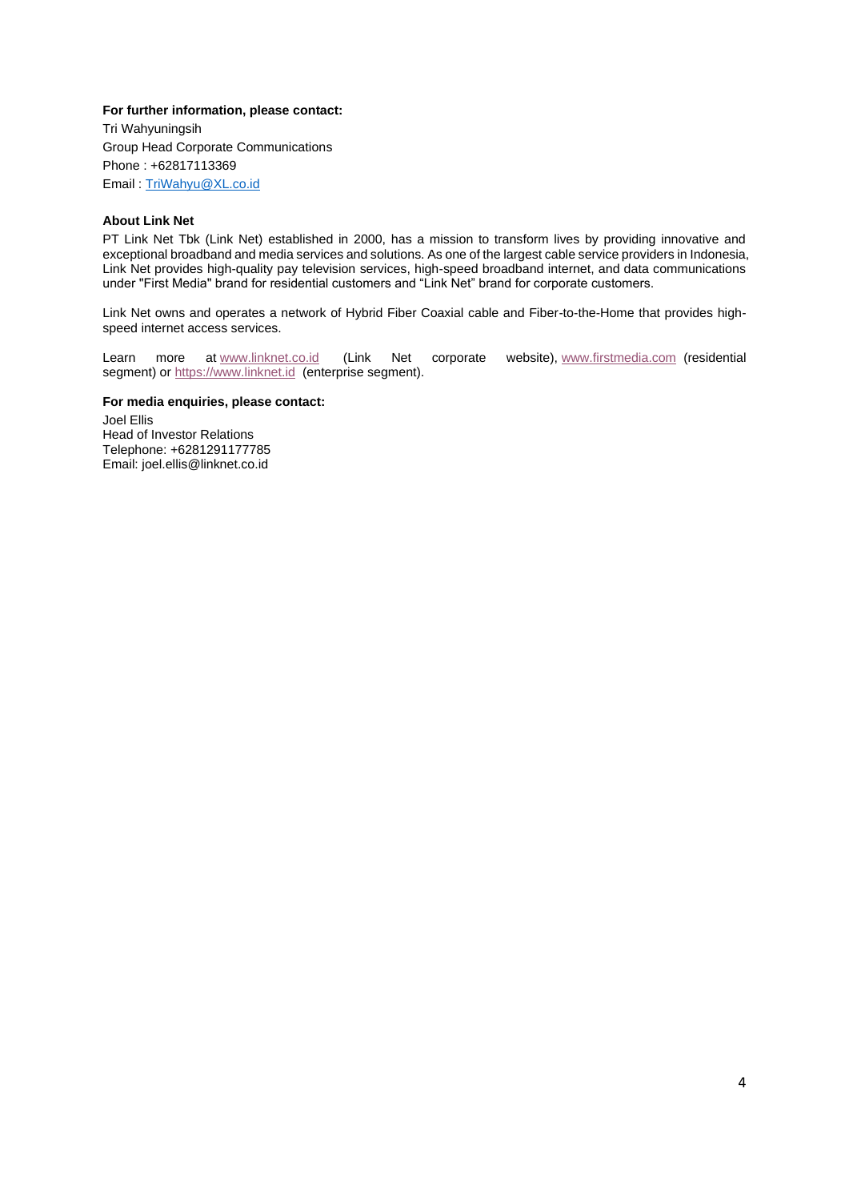**For further information, please contact:**

Tri Wahyuningsih
Group Head Corporate Communications
Phone : +62817113369
Email : TriWahyu@XL.co.id

**About Link Net**

PT Link Net Tbk (Link Net) established in 2000, has a mission to transform lives by providing innovative and exceptional broadband and media services and solutions. As one of the largest cable service providers in Indonesia, Link Net provides high-quality pay television services, high-speed broadband internet, and data communications under "First Media" brand for residential customers and "Link Net" brand for corporate customers.

Link Net owns and operates a network of Hybrid Fiber Coaxial cable and Fiber-to-the-Home that provides high-speed internet access services.

Learn more at www.linknet.co.id (Link Net corporate website), www.firstmedia.com (residential segment) or https://www.linknet.id (enterprise segment).

**For media enquiries, please contact:**

Joel Ellis
Head of Investor Relations
Telephone: +6281291177785
Email: joel.ellis@linknet.co.id